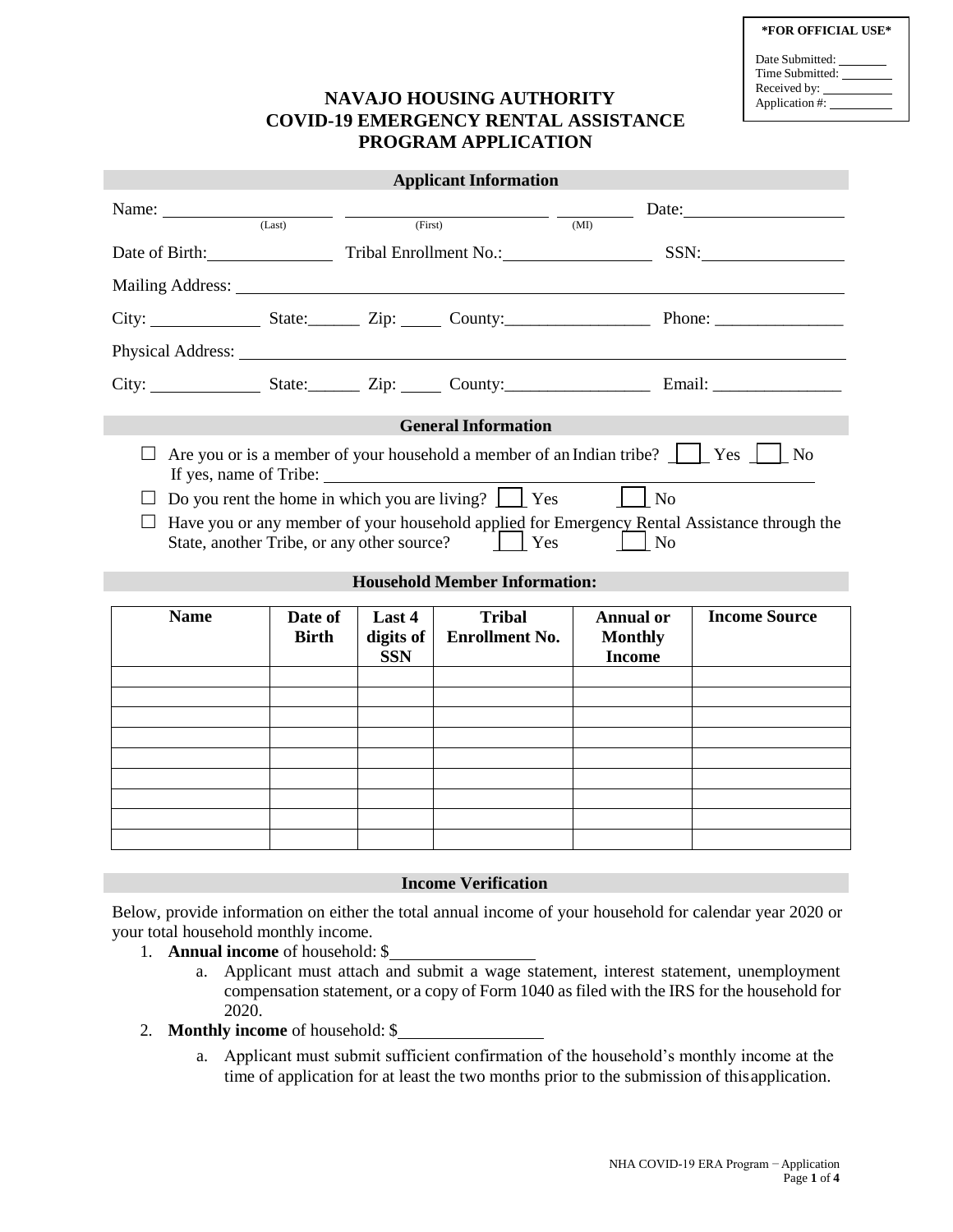**\*FOR OFFICIAL USE\***

Date Submitted: ________
Time Submitted: ________
Received by: ________
Application #: ________

# NAVAJO HOUSING AUTHORITY COVID-19 EMERGENCY RENTAL ASSISTANCE PROGRAM APPLICATION

## Applicant Information

Name: ____________ (Last) ____________ (First) ______ (MI) Date: ____________

Date of Birth: ____________ Tribal Enrollment No.: ____________ SSN: ____________

Mailing Address: ______________________________________________

City: __________ State: ______ Zip: _____ County: ____________ Phone: ____________

Physical Address: ______________________________________________

City: __________ State: ______ Zip: _____ County: ____________ Email: ____________

## General Information

- ☐ Are you or is a member of your household a member of an Indian tribe? ☐ Yes ☐ No
  If yes, name of Tribe: ______________________________
- ☐ Do you rent the home in which you are living? ☐ Yes ☐ No
- ☐ Have you or any member of your household applied for Emergency Rental Assistance through the State, another Tribe, or any other source? ☐ Yes ☐ No

## Household Member Information:

| Name | Date of Birth | Last 4 digits of SSN | Tribal Enrollment No. | Annual or Monthly Income | Income Source |
|---|---|---|---|---|---|
| | | | | | |
| | | | | | |
| | | | | | |
| | | | | | |
| | | | | | |
| | | | | | |
| | | | | | |
| | | | | | |
| | | | | | |

## Income Verification

Below, provide information on either the total annual income of your household for calendar year 2020 or your total household monthly income.

1. **Annual income** of household: $____________
   a. Applicant must attach and submit a wage statement, interest statement, unemployment compensation statement, or a copy of Form 1040 as filed with the IRS for the household for 2020.
2. **Monthly income** of household: $____________
   a. Applicant must submit sufficient confirmation of the household's monthly income at the time of application for at least the two months prior to the submission of this application.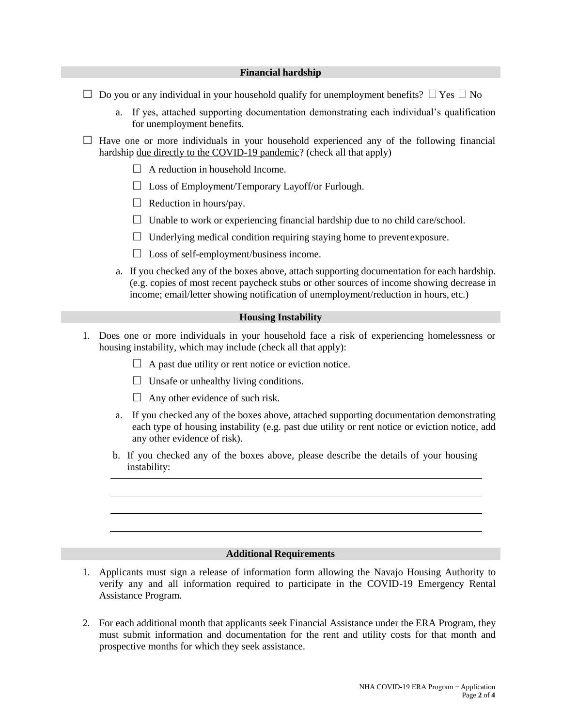## Financial hardship

- ☐ Do you or any individual in your household qualify for unemployment benefits? ☐ Yes ☐ No
  a. If yes, attached supporting documentation demonstrating each individual's qualification for unemployment benefits.
- ☐ Have one or more individuals in your household experienced any of the following financial hardship <u>due directly to the COVID-19 pandemic</u>? (check all that apply)
  - ☐ A reduction in household Income.
  - ☐ Loss of Employment/Temporary Layoff/or Furlough.
  - ☐ Reduction in hours/pay.
  - ☐ Unable to work or experiencing financial hardship due to no child care/school.
  - ☐ Underlying medical condition requiring staying home to prevent exposure.
  - ☐ Loss of self-employment/business income.

  a. If you checked any of the boxes above, attach supporting documentation for each hardship. (e.g. copies of most recent paycheck stubs or other sources of income showing decrease in income; email/letter showing notification of unemployment/reduction in hours, etc.)

## Housing Instability

1. Does one or more individuals in your household face a risk of experiencing homelessness or housing instability, which may include (check all that apply):
   - ☐ A past due utility or rent notice or eviction notice.
   - ☐ Unsafe or unhealthy living conditions.
   - ☐ Any other evidence of such risk.

   a. If you checked any of the boxes above, attached supporting documentation demonstrating each type of housing instability (e.g. past due utility or rent notice or eviction notice, add any other evidence of risk).

   b. If you checked any of the boxes above, please describe the details of your housing instability:

   ______________________________________________________________________

   ______________________________________________________________________

   ______________________________________________________________________

   ______________________________________________________________________

## Additional Requirements

1. Applicants must sign a release of information form allowing the Navajo Housing Authority to verify any and all information required to participate in the COVID-19 Emergency Rental Assistance Program.

2. For each additional month that applicants seek Financial Assistance under the ERA Program, they must submit information and documentation for the rent and utility costs for that month and prospective months for which they seek assistance.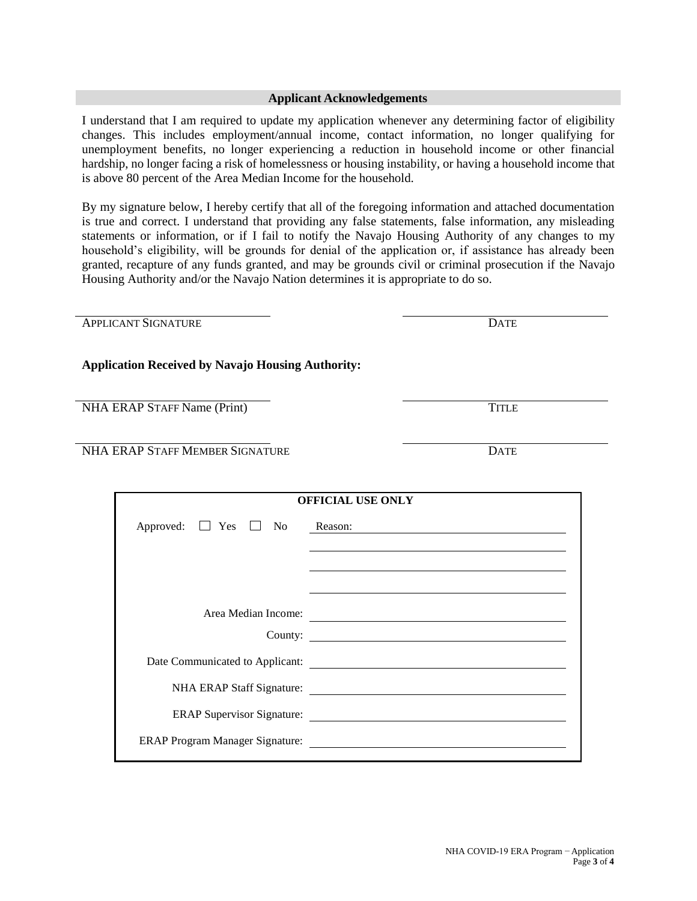## Applicant Acknowledgements

I understand that I am required to update my application whenever any determining factor of eligibility changes. This includes employment/annual income, contact information, no longer qualifying for unemployment benefits, no longer experiencing a reduction in household income or other financial hardship, no longer facing a risk of homelessness or housing instability, or having a household income that is above 80 percent of the Area Median Income for the household.

By my signature below, I hereby certify that all of the foregoing information and attached documentation is true and correct. I understand that providing any false statements, false information, any misleading statements or information, or if I fail to notify the Navajo Housing Authority of any changes to my household's eligibility, will be grounds for denial of the application or, if assistance has already been granted, recapture of any funds granted, and may be grounds civil or criminal prosecution if the Navajo Housing Authority and/or the Navajo Nation determines it is appropriate to do so.

______________________________ ______________________________
APPLICANT SIGNATURE DATE

**Application Received by Navajo Housing Authority:**

______________________________ ______________________________
NHA ERAP STAFF Name (Print) TITLE

______________________________ ______________________________
NHA ERAP STAFF MEMBER SIGNATURE DATE

**OFFICIAL USE ONLY**

Approved: ☐ Yes ☐ No Reason: ______________________________

______________________________

______________________________

______________________________

Area Median Income: ______________________________

County: ______________________________

Date Communicated to Applicant: ______________________________

NHA ERAP Staff Signature: ______________________________

ERAP Supervisor Signature: ______________________________

ERAP Program Manager Signature: ______________________________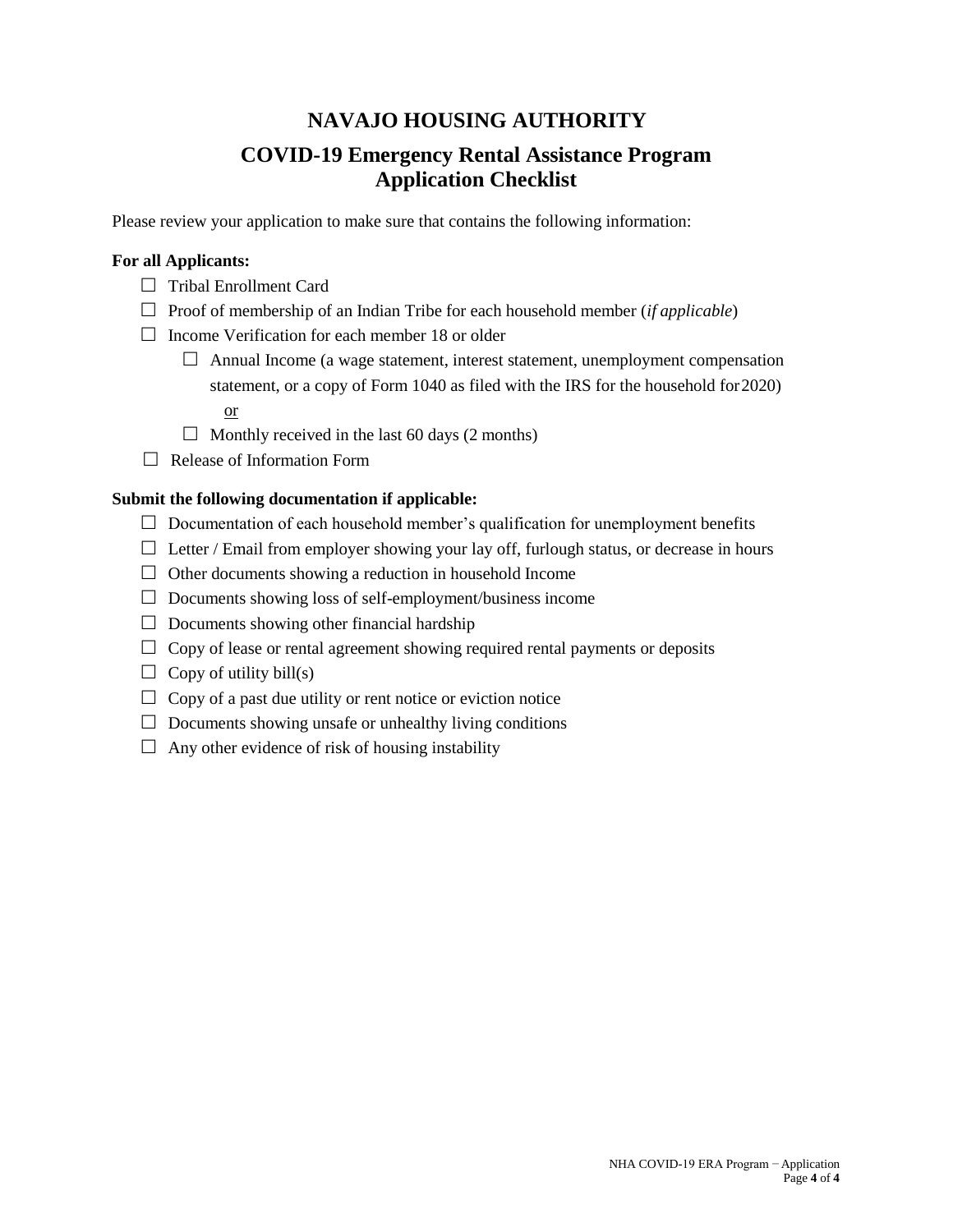# NAVAJO HOUSING AUTHORITY

## COVID-19 Emergency Rental Assistance Program
## Application Checklist

Please review your application to make sure that contains the following information:

**For all Applicants:**

- ☐ Tribal Enrollment Card
- ☐ Proof of membership of an Indian Tribe for each household member (*if applicable*)
- ☐ Income Verification for each member 18 or older
  - ☐ Annual Income (a wage statement, interest statement, unemployment compensation statement, or a copy of Form 1040 as filed with the IRS for the household for 2020)
    
    or
  - ☐ Monthly received in the last 60 days (2 months)
- ☐ Release of Information Form

**Submit the following documentation if applicable:**

- ☐ Documentation of each household member's qualification for unemployment benefits
- ☐ Letter / Email from employer showing your lay off, furlough status, or decrease in hours
- ☐ Other documents showing a reduction in household Income
- ☐ Documents showing loss of self-employment/business income
- ☐ Documents showing other financial hardship
- ☐ Copy of lease or rental agreement showing required rental payments or deposits
- ☐ Copy of utility bill(s)
- ☐ Copy of a past due utility or rent notice or eviction notice
- ☐ Documents showing unsafe or unhealthy living conditions
- ☐ Any other evidence of risk of housing instability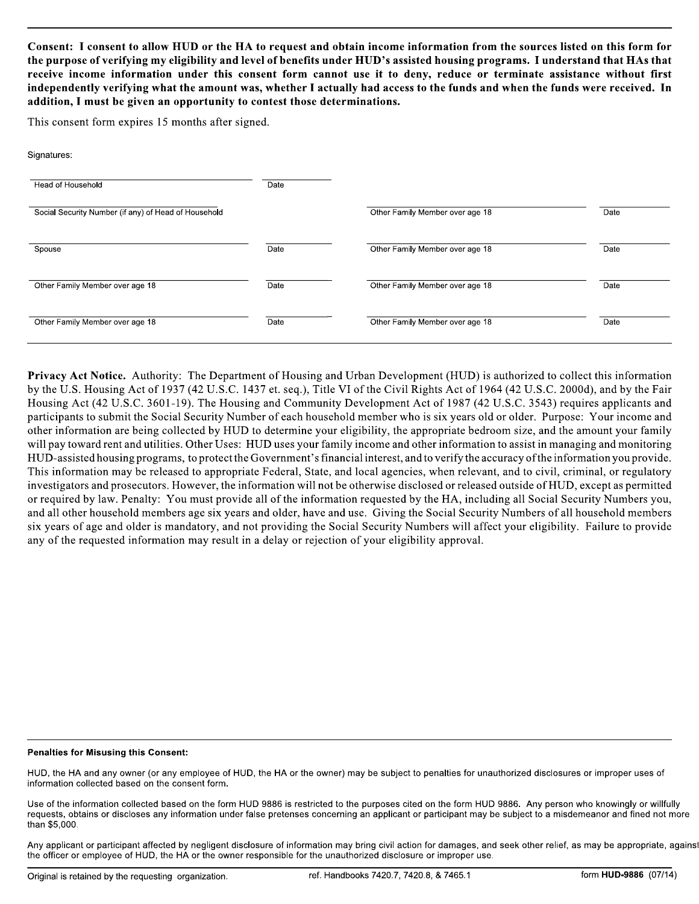**Consent: I consent to allow HUD or the HA to request and obtain income information from the sources listed on this form for the purpose of verifying my eligibility and level of benefits under HUD's assisted housing programs. I understand that HAs that receive income information under this consent form cannot use it to deny, reduce or terminate assistance without first independently verifying what the amount was, whether I actually had access to the funds and when the funds were received. In addition, I must be given an opportunity to contest those determinations.**

This consent form expires 15 months after signed.

Signatures:

| | | | |
|---|---|---|---|
| Head of Household | Date | | |
| Social Security Number (if any) of Head of Household | | Other Family Member over age 18 | Date |
| Spouse | Date | Other Family Member over age 18 | Date |
| Other Family Member over age 18 | Date | Other Family Member over age 18 | Date |
| Other Family Member over age 18 | Date | Other Family Member over age 18 | Date |

**Privacy Act Notice.** Authority: The Department of Housing and Urban Development (HUD) is authorized to collect this information by the U.S. Housing Act of 1937 (42 U.S.C. 1437 et. seq.), Title VI of the Civil Rights Act of 1964 (42 U.S.C. 2000d), and by the Fair Housing Act (42 U.S.C. 3601-19). The Housing and Community Development Act of 1987 (42 U.S.C. 3543) requires applicants and participants to submit the Social Security Number of each household member who is six years old or older. Purpose: Your income and other information are being collected by HUD to determine your eligibility, the appropriate bedroom size, and the amount your family will pay toward rent and utilities. Other Uses: HUD uses your family income and other information to assist in managing and monitoring HUD-assisted housing programs, to protect the Government's financial interest, and to verify the accuracy of the information you provide. This information may be released to appropriate Federal, State, and local agencies, when relevant, and to civil, criminal, or regulatory investigators and prosecutors. However, the information will not be otherwise disclosed or released outside of HUD, except as permitted or required by law. Penalty: You must provide all of the information requested by the HA, including all Social Security Numbers you, and all other household members age six years and older, have and use. Giving the Social Security Numbers of all household members six years of age and older is mandatory, and not providing the Social Security Numbers will affect your eligibility. Failure to provide any of the requested information may result in a delay or rejection of your eligibility approval.

**Penalties for Misusing this Consent:**

HUD, the HA and any owner (or any employee of HUD, the HA or the owner) may be subject to penalties for unauthorized disclosures or improper uses of information collected based on the consent form.

Use of the information collected based on the form HUD 9886 is restricted to the purposes cited on the form HUD 9886. Any person who knowingly or willfully requests, obtains or discloses any information under false pretenses concerning an applicant or participant may be subject to a misdemeanor and fined not more than $5,000.

Any applicant or participant affected by negligent disclosure of information may bring civil action for damages, and seek other relief, as may be appropriate, against the officer or employee of HUD, the HA or the owner responsible for the unauthorized disclosure or improper use.

Original is retained by the requesting organization. ref. Handbooks 7420.7, 7420.8, & 7465.1 form **HUD-9886** (07/14)